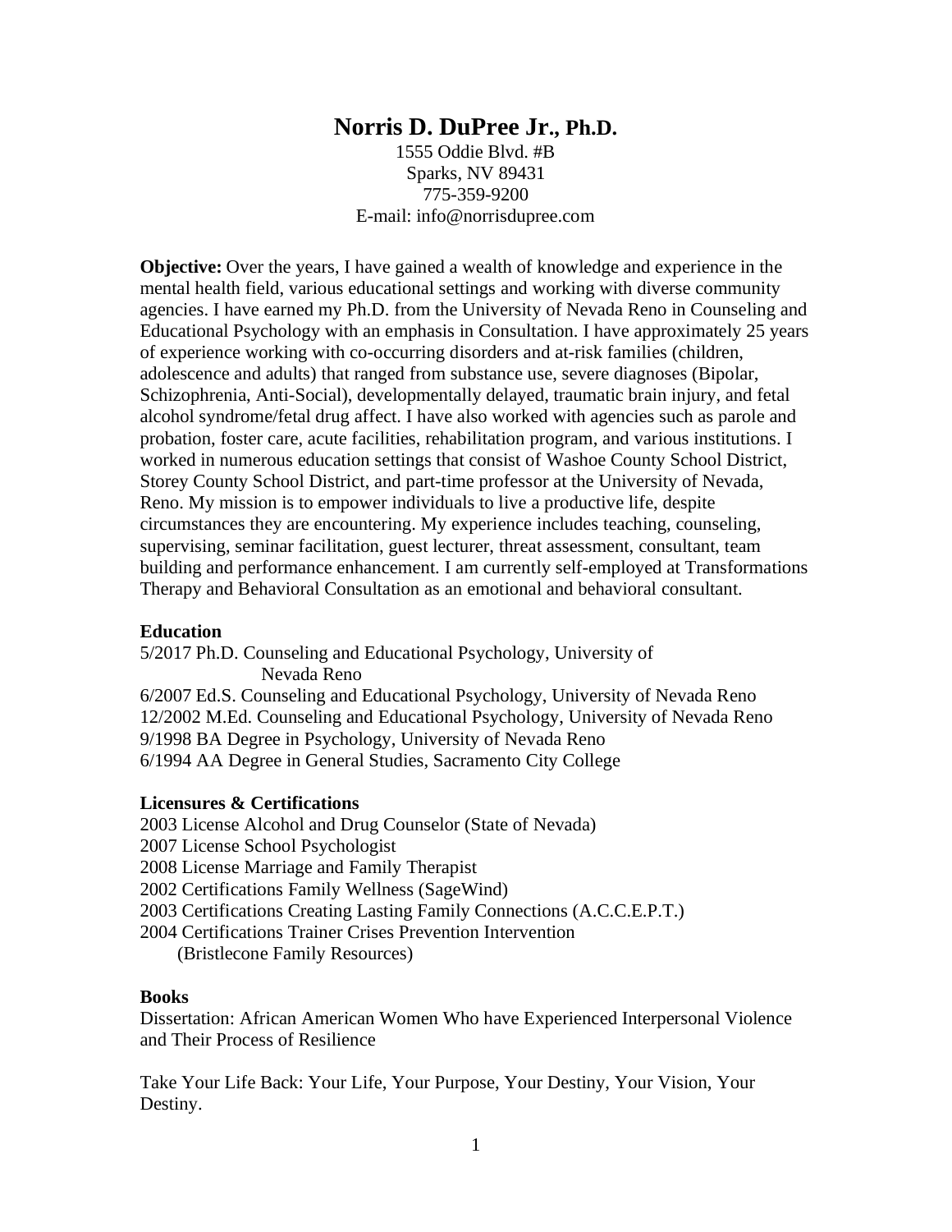# Norris D. DuPree Jr., Ph.D.

1555 Oddie Blvd. #B
Sparks, NV 89431
775-359-9200
E-mail: info@norrisdupree.com

**Objective:** Over the years, I have gained a wealth of knowledge and experience in the mental health field, various educational settings and working with diverse community agencies. I have earned my Ph.D. from the University of Nevada Reno in Counseling and Educational Psychology with an emphasis in Consultation. I have approximately 25 years of experience working with co-occurring disorders and at-risk families (children, adolescence and adults) that ranged from substance use, severe diagnoses (Bipolar, Schizophrenia, Anti-Social), developmentally delayed, traumatic brain injury, and fetal alcohol syndrome/fetal drug affect. I have also worked with agencies such as parole and probation, foster care, acute facilities, rehabilitation program, and various institutions. I worked in numerous education settings that consist of Washoe County School District, Storey County School District, and part-time professor at the University of Nevada, Reno. My mission is to empower individuals to live a productive life, despite circumstances they are encountering. My experience includes teaching, counseling, supervising, seminar facilitation, guest lecturer, threat assessment, consultant, team building and performance enhancement. I am currently self-employed at Transformations Therapy and Behavioral Consultation as an emotional and behavioral consultant.

**Education**

5/2017 Ph.D. Counseling and Educational Psychology, University of Nevada Reno
6/2007 Ed.S. Counseling and Educational Psychology, University of Nevada Reno
12/2002 M.Ed. Counseling and Educational Psychology, University of Nevada Reno
9/1998 BA Degree in Psychology, University of Nevada Reno
6/1994 AA Degree in General Studies, Sacramento City College

**Licensures & Certifications**

2003 License Alcohol and Drug Counselor (State of Nevada)
2007 License School Psychologist
2008 License Marriage and Family Therapist
2002 Certifications Family Wellness (SageWind)
2003 Certifications Creating Lasting Family Connections (A.C.C.E.P.T.)
2004 Certifications Trainer Crises Prevention Intervention (Bristlecone Family Resources)

**Books**

Dissertation: African American Women Who have Experienced Interpersonal Violence and Their Process of Resilience

Take Your Life Back: Your Life, Your Purpose, Your Destiny, Your Vision, Your Destiny.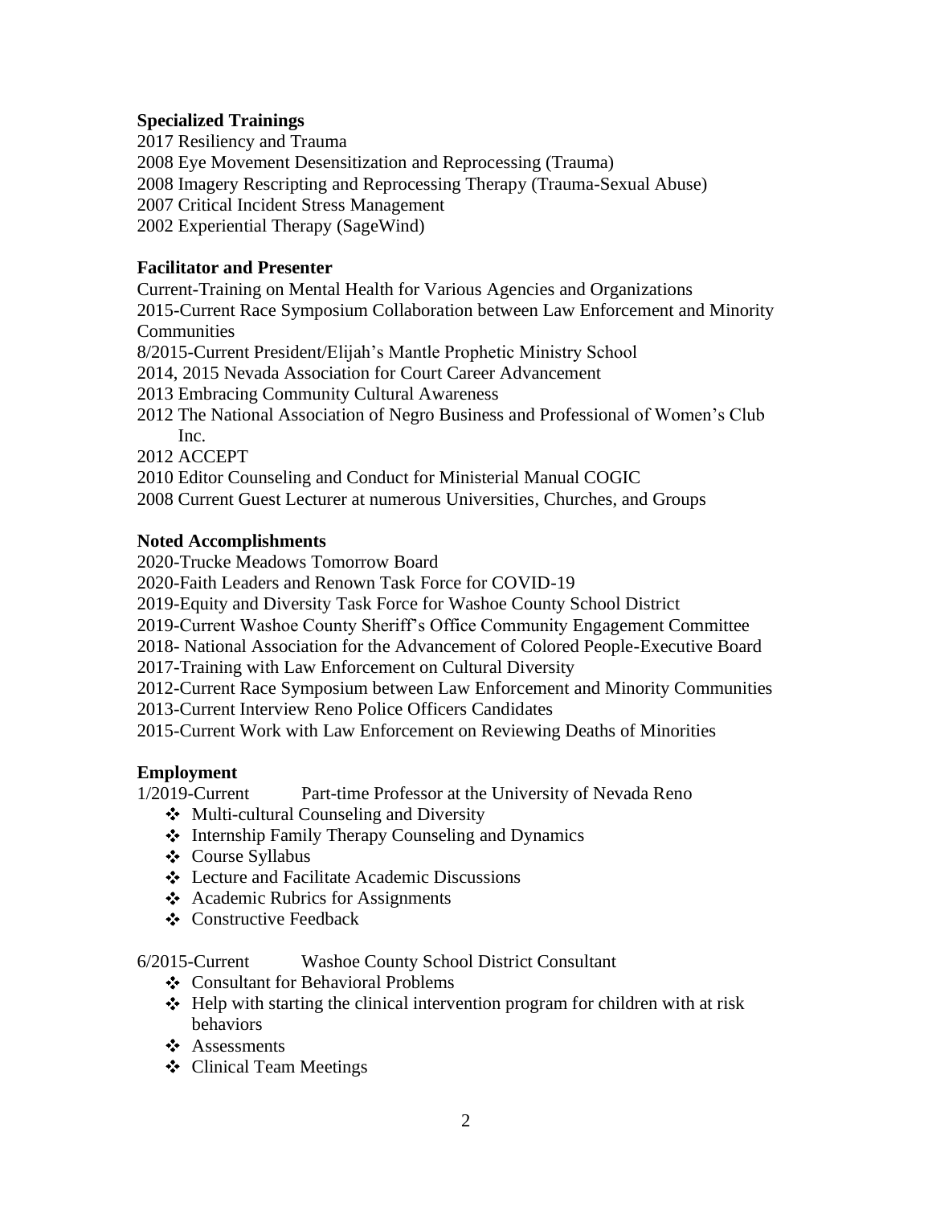**Specialized Trainings**

2017 Resiliency and Trauma
2008 Eye Movement Desensitization and Reprocessing (Trauma)
2008 Imagery Rescripting and Reprocessing Therapy (Trauma-Sexual Abuse)
2007 Critical Incident Stress Management
2002 Experiential Therapy (SageWind)

**Facilitator and Presenter**

Current-Training on Mental Health for Various Agencies and Organizations
2015-Current Race Symposium Collaboration between Law Enforcement and Minority Communities
8/2015-Current President/Elijah's Mantle Prophetic Ministry School
2014, 2015 Nevada Association for Court Career Advancement
2013 Embracing Community Cultural Awareness
2012 The National Association of Negro Business and Professional of Women's Club Inc.
2012 ACCEPT
2010 Editor Counseling and Conduct for Ministerial Manual COGIC
2008 Current Guest Lecturer at numerous Universities, Churches, and Groups

**Noted Accomplishments**

2020-Trucke Meadows Tomorrow Board
2020-Faith Leaders and Renown Task Force for COVID-19
2019-Equity and Diversity Task Force for Washoe County School District
2019-Current Washoe County Sheriff's Office Community Engagement Committee
2018- National Association for the Advancement of Colored People-Executive Board
2017-Training with Law Enforcement on Cultural Diversity
2012-Current Race Symposium between Law Enforcement and Minority Communities
2013-Current Interview Reno Police Officers Candidates
2015-Current Work with Law Enforcement on Reviewing Deaths of Minorities

**Employment**

1/2019-Current Part-time Professor at the University of Nevada Reno

- Multi-cultural Counseling and Diversity
- Internship Family Therapy Counseling and Dynamics
- Course Syllabus
- Lecture and Facilitate Academic Discussions
- Academic Rubrics for Assignments
- Constructive Feedback

6/2015-Current Washoe County School District Consultant

- Consultant for Behavioral Problems
- Help with starting the clinical intervention program for children with at risk behaviors
- Assessments
- Clinical Team Meetings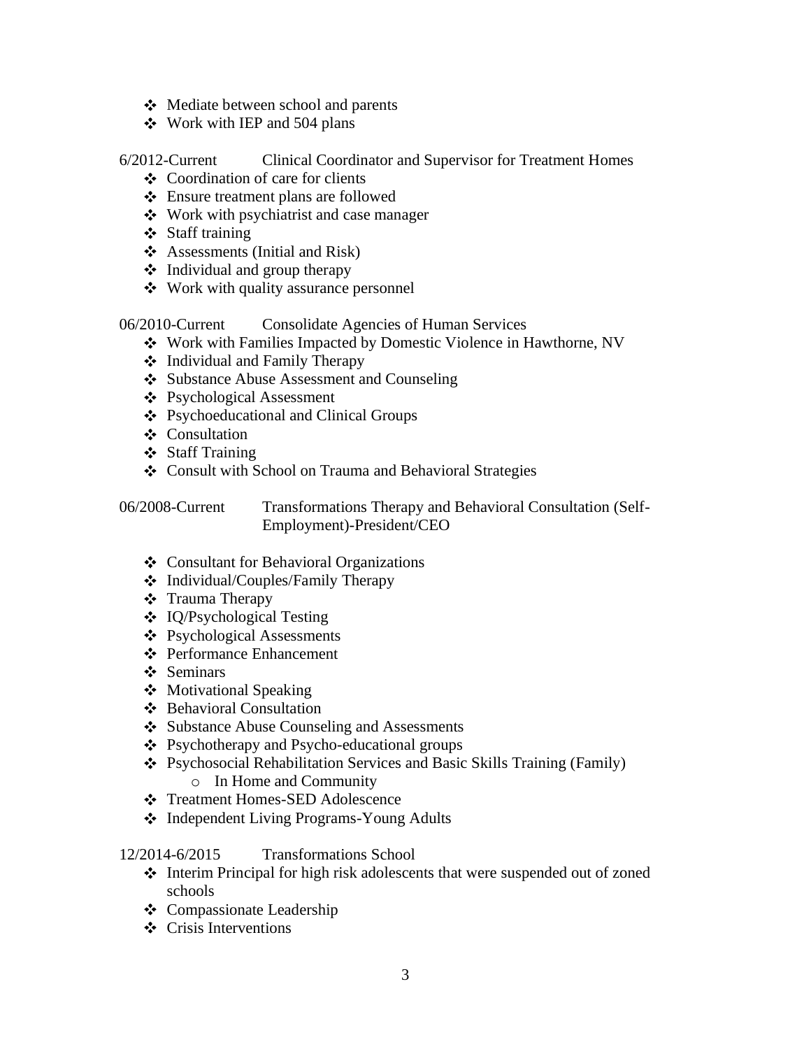- Mediate between school and parents
- Work with IEP and 504 plans

6/2012-Current Clinical Coordinator and Supervisor for Treatment Homes

- Coordination of care for clients
- Ensure treatment plans are followed
- Work with psychiatrist and case manager
- Staff training
- Assessments (Initial and Risk)
- Individual and group therapy
- Work with quality assurance personnel

06/2010-Current Consolidate Agencies of Human Services

- Work with Families Impacted by Domestic Violence in Hawthorne, NV
- Individual and Family Therapy
- Substance Abuse Assessment and Counseling
- Psychological Assessment
- Psychoeducational and Clinical Groups
- Consultation
- Staff Training
- Consult with School on Trauma and Behavioral Strategies

06/2008-Current Transformations Therapy and Behavioral Consultation (Self-Employment)-President/CEO

- Consultant for Behavioral Organizations
- Individual/Couples/Family Therapy
- Trauma Therapy
- IQ/Psychological Testing
- Psychological Assessments
- Performance Enhancement
- Seminars
- Motivational Speaking
- Behavioral Consultation
- Substance Abuse Counseling and Assessments
- Psychotherapy and Psycho-educational groups
- Psychosocial Rehabilitation Services and Basic Skills Training (Family)
  - In Home and Community
- Treatment Homes-SED Adolescence
- Independent Living Programs-Young Adults

12/2014-6/2015 Transformations School

- Interim Principal for high risk adolescents that were suspended out of zoned schools
- Compassionate Leadership
- Crisis Interventions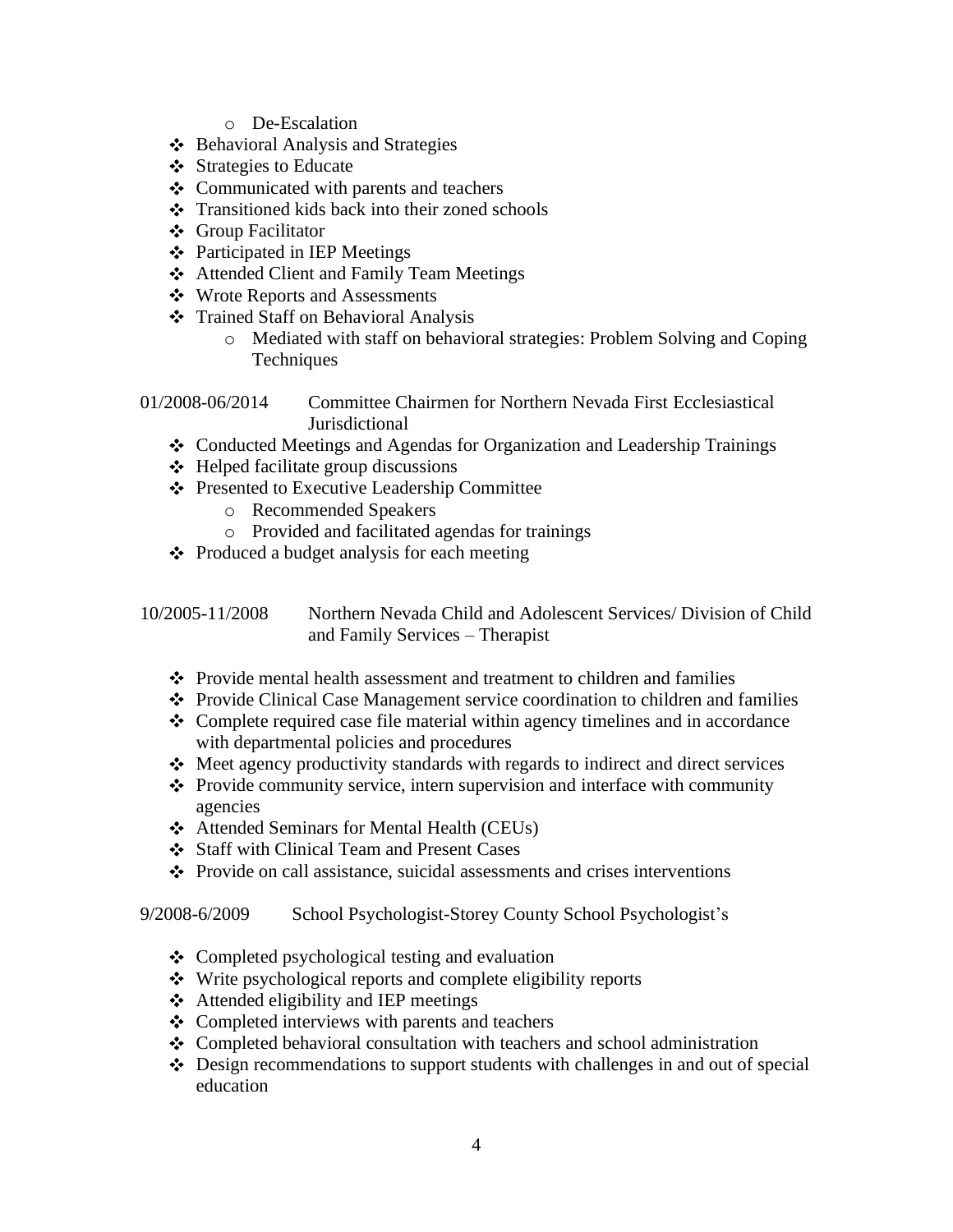- De-Escalation
- Behavioral Analysis and Strategies
- Strategies to Educate
- Communicated with parents and teachers
- Transitioned kids back into their zoned schools
- Group Facilitator
- Participated in IEP Meetings
- Attended Client and Family Team Meetings
- Wrote Reports and Assessments
- Trained Staff on Behavioral Analysis
    - Mediated with staff on behavioral strategies: Problem Solving and Coping Techniques

01/2008-06/2014 Committee Chairmen for Northern Nevada First Ecclesiastical Jurisdictional

- Conducted Meetings and Agendas for Organization and Leadership Trainings
- Helped facilitate group discussions
- Presented to Executive Leadership Committee
    - Recommended Speakers
    - Provided and facilitated agendas for trainings
- Produced a budget analysis for each meeting

10/2005-11/2008 Northern Nevada Child and Adolescent Services/ Division of Child and Family Services – Therapist

- Provide mental health assessment and treatment to children and families
- Provide Clinical Case Management service coordination to children and families
- Complete required case file material within agency timelines and in accordance with departmental policies and procedures
- Meet agency productivity standards with regards to indirect and direct services
- Provide community service, intern supervision and interface with community agencies
- Attended Seminars for Mental Health (CEUs)
- Staff with Clinical Team and Present Cases
- Provide on call assistance, suicidal assessments and crises interventions

9/2008-6/2009 School Psychologist-Storey County School Psychologist's

- Completed psychological testing and evaluation
- Write psychological reports and complete eligibility reports
- Attended eligibility and IEP meetings
- Completed interviews with parents and teachers
- Completed behavioral consultation with teachers and school administration
- Design recommendations to support students with challenges in and out of special education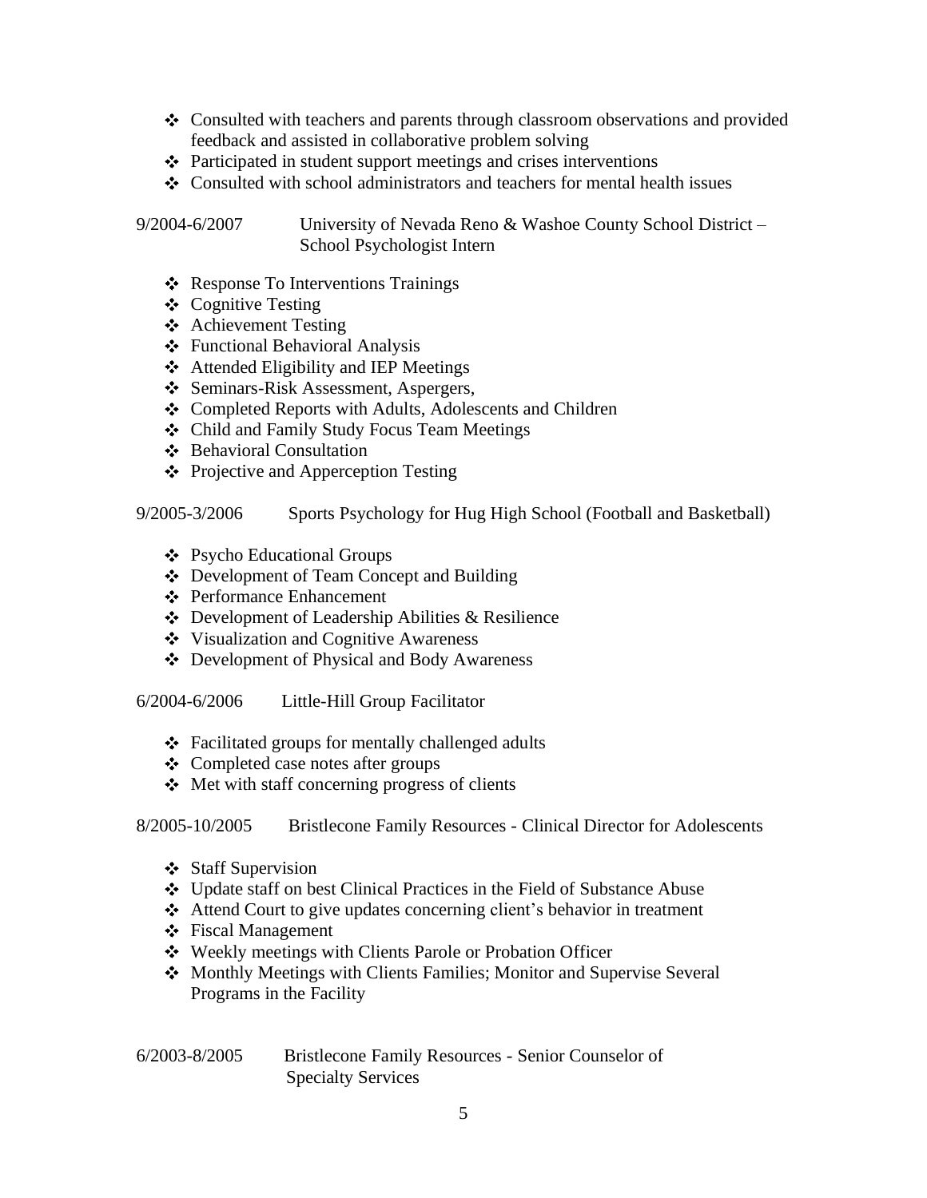- Consulted with teachers and parents through classroom observations and provided feedback and assisted in collaborative problem solving
- Participated in student support meetings and crises interventions
- Consulted with school administrators and teachers for mental health issues

9/2004-6/2007 University of Nevada Reno & Washoe County School District – School Psychologist Intern

- Response To Interventions Trainings
- Cognitive Testing
- Achievement Testing
- Functional Behavioral Analysis
- Attended Eligibility and IEP Meetings
- Seminars-Risk Assessment, Aspergers,
- Completed Reports with Adults, Adolescents and Children
- Child and Family Study Focus Team Meetings
- Behavioral Consultation
- Projective and Apperception Testing

9/2005-3/2006 Sports Psychology for Hug High School (Football and Basketball)

- Psycho Educational Groups
- Development of Team Concept and Building
- Performance Enhancement
- Development of Leadership Abilities & Resilience
- Visualization and Cognitive Awareness
- Development of Physical and Body Awareness

6/2004-6/2006 Little-Hill Group Facilitator

- Facilitated groups for mentally challenged adults
- Completed case notes after groups
- Met with staff concerning progress of clients

8/2005-10/2005 Bristlecone Family Resources - Clinical Director for Adolescents

- Staff Supervision
- Update staff on best Clinical Practices in the Field of Substance Abuse
- Attend Court to give updates concerning client's behavior in treatment
- Fiscal Management
- Weekly meetings with Clients Parole or Probation Officer
- Monthly Meetings with Clients Families; Monitor and Supervise Several Programs in the Facility

6/2003-8/2005 Bristlecone Family Resources - Senior Counselor of Specialty Services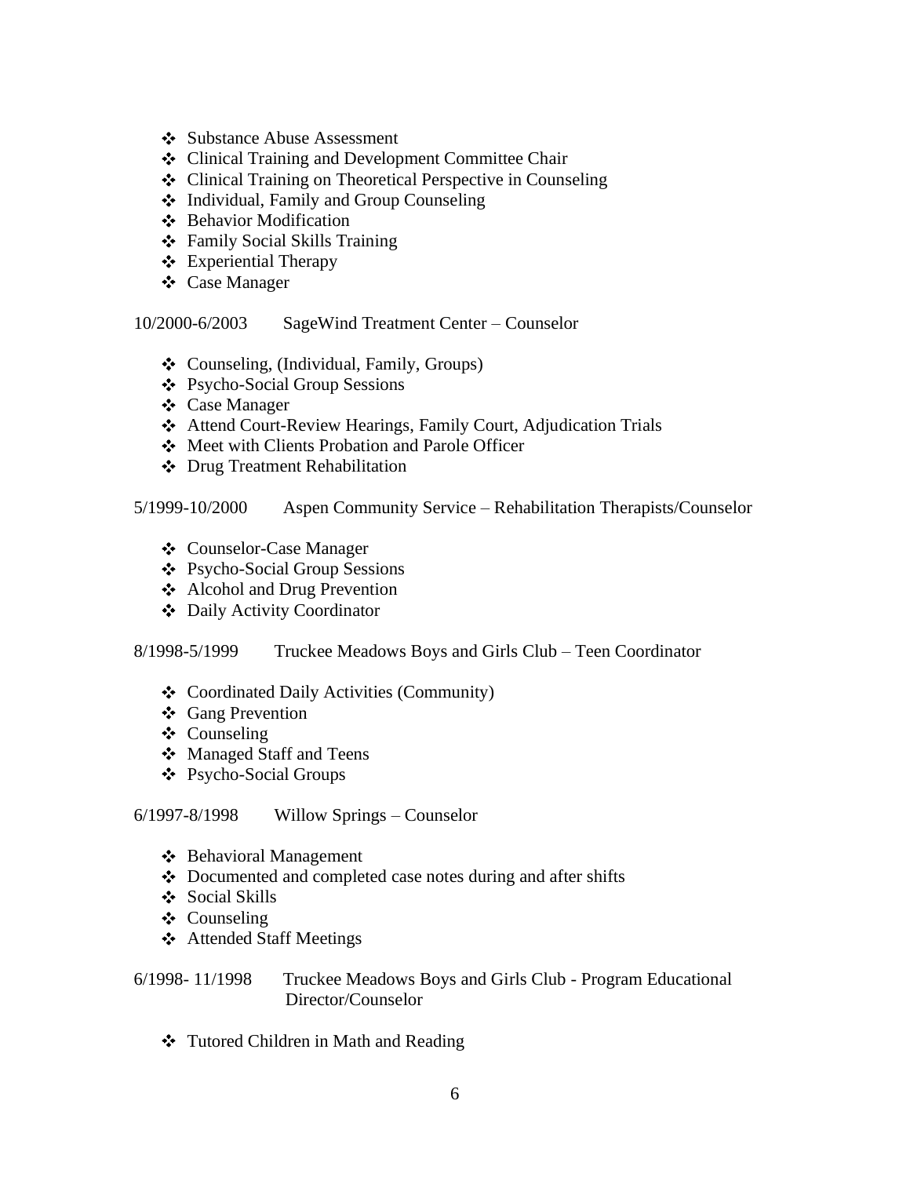- Substance Abuse Assessment
- Clinical Training and Development Committee Chair
- Clinical Training on Theoretical Perspective in Counseling
- Individual, Family and Group Counseling
- Behavior Modification
- Family Social Skills Training
- Experiential Therapy
- Case Manager

10/2000-6/2003 SageWind Treatment Center – Counselor

- Counseling, (Individual, Family, Groups)
- Psycho-Social Group Sessions
- Case Manager
- Attend Court-Review Hearings, Family Court, Adjudication Trials
- Meet with Clients Probation and Parole Officer
- Drug Treatment Rehabilitation

5/1999-10/2000 Aspen Community Service – Rehabilitation Therapists/Counselor

- Counselor-Case Manager
- Psycho-Social Group Sessions
- Alcohol and Drug Prevention
- Daily Activity Coordinator

8/1998-5/1999 Truckee Meadows Boys and Girls Club – Teen Coordinator

- Coordinated Daily Activities (Community)
- Gang Prevention
- Counseling
- Managed Staff and Teens
- Psycho-Social Groups

6/1997-8/1998 Willow Springs – Counselor

- Behavioral Management
- Documented and completed case notes during and after shifts
- Social Skills
- Counseling
- Attended Staff Meetings

6/1998- 11/1998 Truckee Meadows Boys and Girls Club - Program Educational Director/Counselor

- Tutored Children in Math and Reading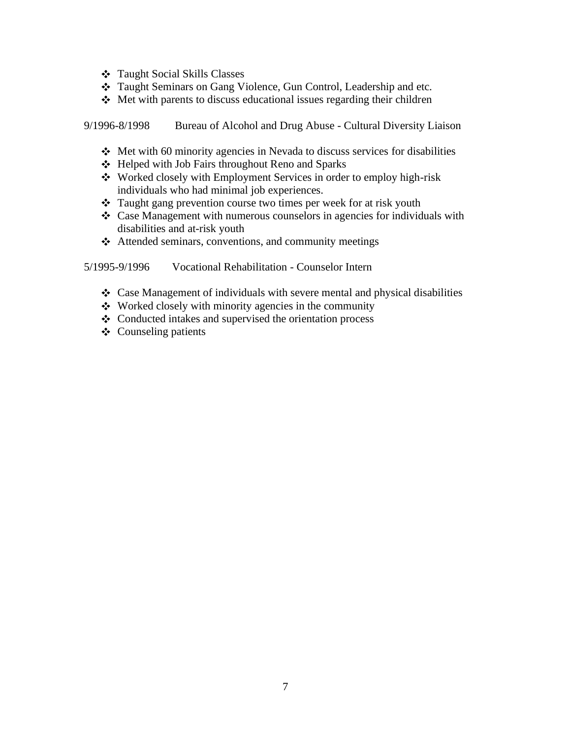- Taught Social Skills Classes
- Taught Seminars on Gang Violence, Gun Control, Leadership and etc.
- Met with parents to discuss educational issues regarding their children

9/1996-8/1998 Bureau of Alcohol and Drug Abuse - Cultural Diversity Liaison

- Met with 60 minority agencies in Nevada to discuss services for disabilities
- Helped with Job Fairs throughout Reno and Sparks
- Worked closely with Employment Services in order to employ high-risk individuals who had minimal job experiences.
- Taught gang prevention course two times per week for at risk youth
- Case Management with numerous counselors in agencies for individuals with disabilities and at-risk youth
- Attended seminars, conventions, and community meetings

5/1995-9/1996 Vocational Rehabilitation - Counselor Intern

- Case Management of individuals with severe mental and physical disabilities
- Worked closely with minority agencies in the community
- Conducted intakes and supervised the orientation process
- Counseling patients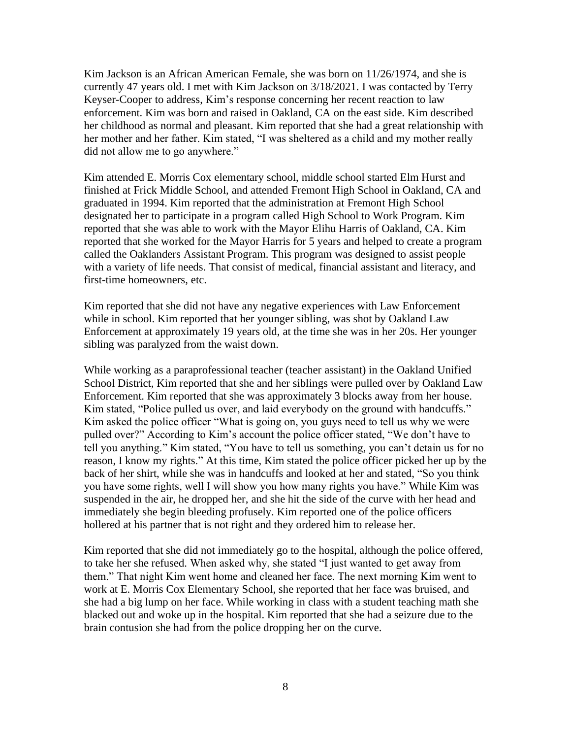Kim Jackson is an African American Female, she was born on 11/26/1974, and she is currently 47 years old. I met with Kim Jackson on 3/18/2021. I was contacted by Terry Keyser-Cooper to address, Kim's response concerning her recent reaction to law enforcement. Kim was born and raised in Oakland, CA on the east side. Kim described her childhood as normal and pleasant. Kim reported that she had a great relationship with her mother and her father. Kim stated, "I was sheltered as a child and my mother really did not allow me to go anywhere."

Kim attended E. Morris Cox elementary school, middle school started Elm Hurst and finished at Frick Middle School, and attended Fremont High School in Oakland, CA and graduated in 1994. Kim reported that the administration at Fremont High School designated her to participate in a program called High School to Work Program. Kim reported that she was able to work with the Mayor Elihu Harris of Oakland, CA. Kim reported that she worked for the Mayor Harris for 5 years and helped to create a program called the Oaklanders Assistant Program. This program was designed to assist people with a variety of life needs. That consist of medical, financial assistant and literacy, and first-time homeowners, etc.

Kim reported that she did not have any negative experiences with Law Enforcement while in school. Kim reported that her younger sibling, was shot by Oakland Law Enforcement at approximately 19 years old, at the time she was in her 20s. Her younger sibling was paralyzed from the waist down.

While working as a paraprofessional teacher (teacher assistant) in the Oakland Unified School District, Kim reported that she and her siblings were pulled over by Oakland Law Enforcement. Kim reported that she was approximately 3 blocks away from her house. Kim stated, "Police pulled us over, and laid everybody on the ground with handcuffs." Kim asked the police officer "What is going on, you guys need to tell us why we were pulled over?" According to Kim's account the police officer stated, "We don't have to tell you anything." Kim stated, "You have to tell us something, you can't detain us for no reason, I know my rights." At this time, Kim stated the police officer picked her up by the back of her shirt, while she was in handcuffs and looked at her and stated, "So you think you have some rights, well I will show you how many rights you have." While Kim was suspended in the air, he dropped her, and she hit the side of the curve with her head and immediately she begin bleeding profusely. Kim reported one of the police officers hollered at his partner that is not right and they ordered him to release her.

Kim reported that she did not immediately go to the hospital, although the police offered, to take her she refused. When asked why, she stated "I just wanted to get away from them." That night Kim went home and cleaned her face. The next morning Kim went to work at E. Morris Cox Elementary School, she reported that her face was bruised, and she had a big lump on her face. While working in class with a student teaching math she blacked out and woke up in the hospital. Kim reported that she had a seizure due to the brain contusion she had from the police dropping her on the curve.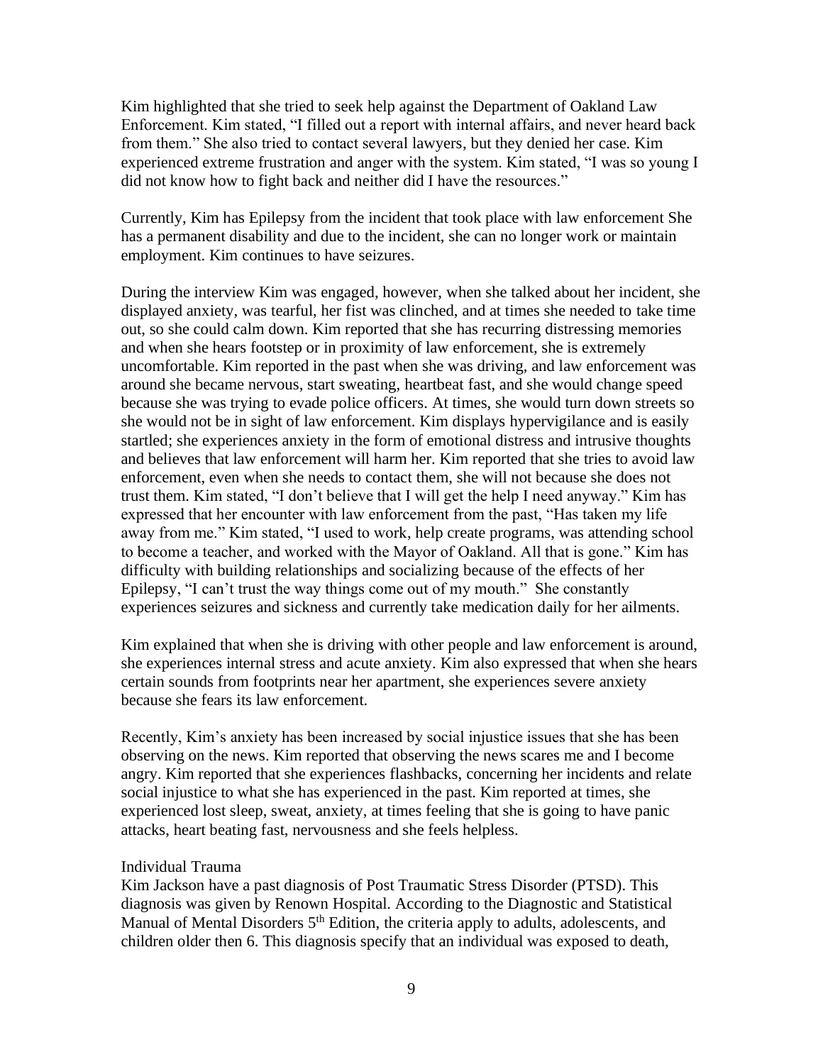Kim highlighted that she tried to seek help against the Department of Oakland Law Enforcement. Kim stated, "I filled out a report with internal affairs, and never heard back from them." She also tried to contact several lawyers, but they denied her case. Kim experienced extreme frustration and anger with the system. Kim stated, "I was so young I did not know how to fight back and neither did I have the resources."

Currently, Kim has Epilepsy from the incident that took place with law enforcement She has a permanent disability and due to the incident, she can no longer work or maintain employment. Kim continues to have seizures.

During the interview Kim was engaged, however, when she talked about her incident, she displayed anxiety, was tearful, her fist was clinched, and at times she needed to take time out, so she could calm down. Kim reported that she has recurring distressing memories and when she hears footstep or in proximity of law enforcement, she is extremely uncomfortable. Kim reported in the past when she was driving, and law enforcement was around she became nervous, start sweating, heartbeat fast, and she would change speed because she was trying to evade police officers. At times, she would turn down streets so she would not be in sight of law enforcement. Kim displays hypervigilance and is easily startled; she experiences anxiety in the form of emotional distress and intrusive thoughts and believes that law enforcement will harm her. Kim reported that she tries to avoid law enforcement, even when she needs to contact them, she will not because she does not trust them. Kim stated, "I don't believe that I will get the help I need anyway." Kim has expressed that her encounter with law enforcement from the past, "Has taken my life away from me." Kim stated, "I used to work, help create programs, was attending school to become a teacher, and worked with the Mayor of Oakland. All that is gone." Kim has difficulty with building relationships and socializing because of the effects of her Epilepsy, "I can't trust the way things come out of my mouth." She constantly experiences seizures and sickness and currently take medication daily for her ailments.

Kim explained that when she is driving with other people and law enforcement is around, she experiences internal stress and acute anxiety. Kim also expressed that when she hears certain sounds from footprints near her apartment, she experiences severe anxiety because she fears its law enforcement.

Recently, Kim's anxiety has been increased by social injustice issues that she has been observing on the news. Kim reported that observing the news scares me and I become angry. Kim reported that she experiences flashbacks, concerning her incidents and relate social injustice to what she has experienced in the past. Kim reported at times, she experienced lost sleep, sweat, anxiety, at times feeling that she is going to have panic attacks, heart beating fast, nervousness and she feels helpless.

Individual Trauma

Kim Jackson have a past diagnosis of Post Traumatic Stress Disorder (PTSD). This diagnosis was given by Renown Hospital. According to the Diagnostic and Statistical Manual of Mental Disorders 5th Edition, the criteria apply to adults, adolescents, and children older then 6. This diagnosis specify that an individual was exposed to death,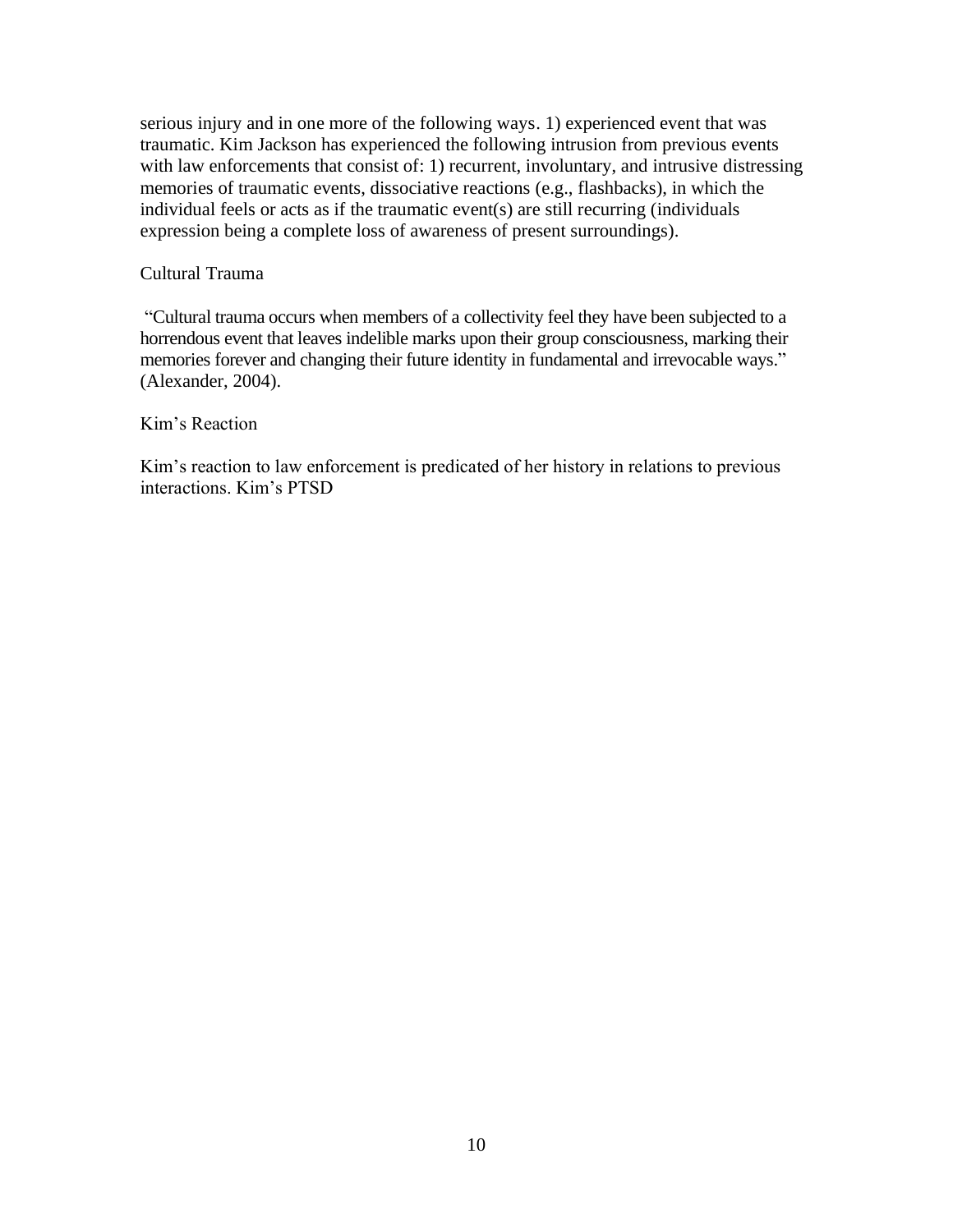serious injury and in one more of the following ways. 1) experienced event that was traumatic. Kim Jackson has experienced the following intrusion from previous events with law enforcements that consist of: 1) recurrent, involuntary, and intrusive distressing memories of traumatic events, dissociative reactions (e.g., flashbacks), in which the individual feels or acts as if the traumatic event(s) are still recurring (individuals expression being a complete loss of awareness of present surroundings).

Cultural Trauma

"Cultural trauma occurs when members of a collectivity feel they have been subjected to a horrendous event that leaves indelible marks upon their group consciousness, marking their memories forever and changing their future identity in fundamental and irrevocable ways." (Alexander, 2004).

Kim's Reaction

Kim's reaction to law enforcement is predicated of her history in relations to previous interactions. Kim's PTSD